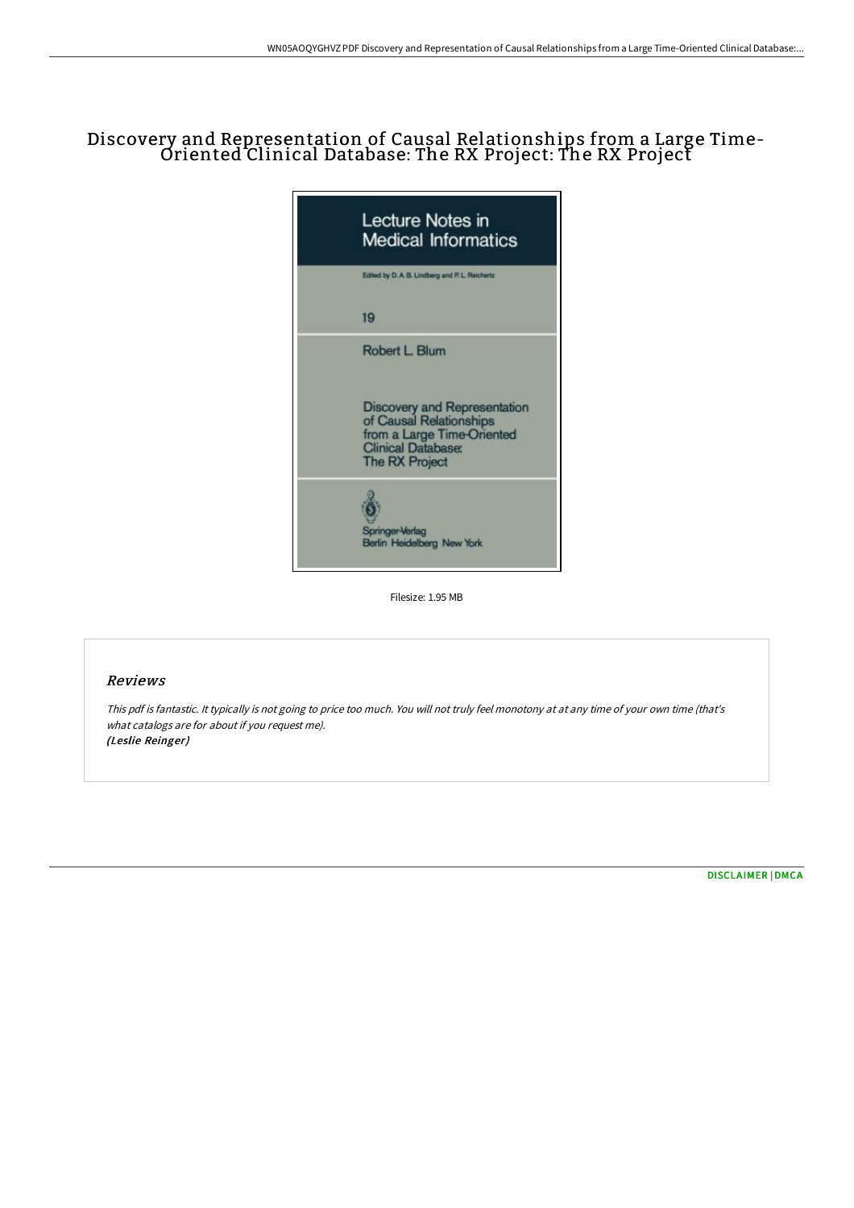# Discovery and Representation of Causal Relationships from a Large Time-Oriented Clinical Database: The RX Project: The RX Project

Lecture Notes in Medical Informatics

Edited by D. A. B. Lindberg and P. L. Reichertz

19

Robert L. Blum

Discovery and Representation of Causal Relationships from a Large Time-Oriented Clinical Database: The RX Project

Springer-Verlag
Berlin Heidelberg New York

Filesize: 1.95 MB

## Reviews

*This pdf is fantastic. It typically is not going to price too much. You will not truly feel monotony at at any time of your own time (that's what catalogs are for about if you request me).*
*(Leslie Reinger)*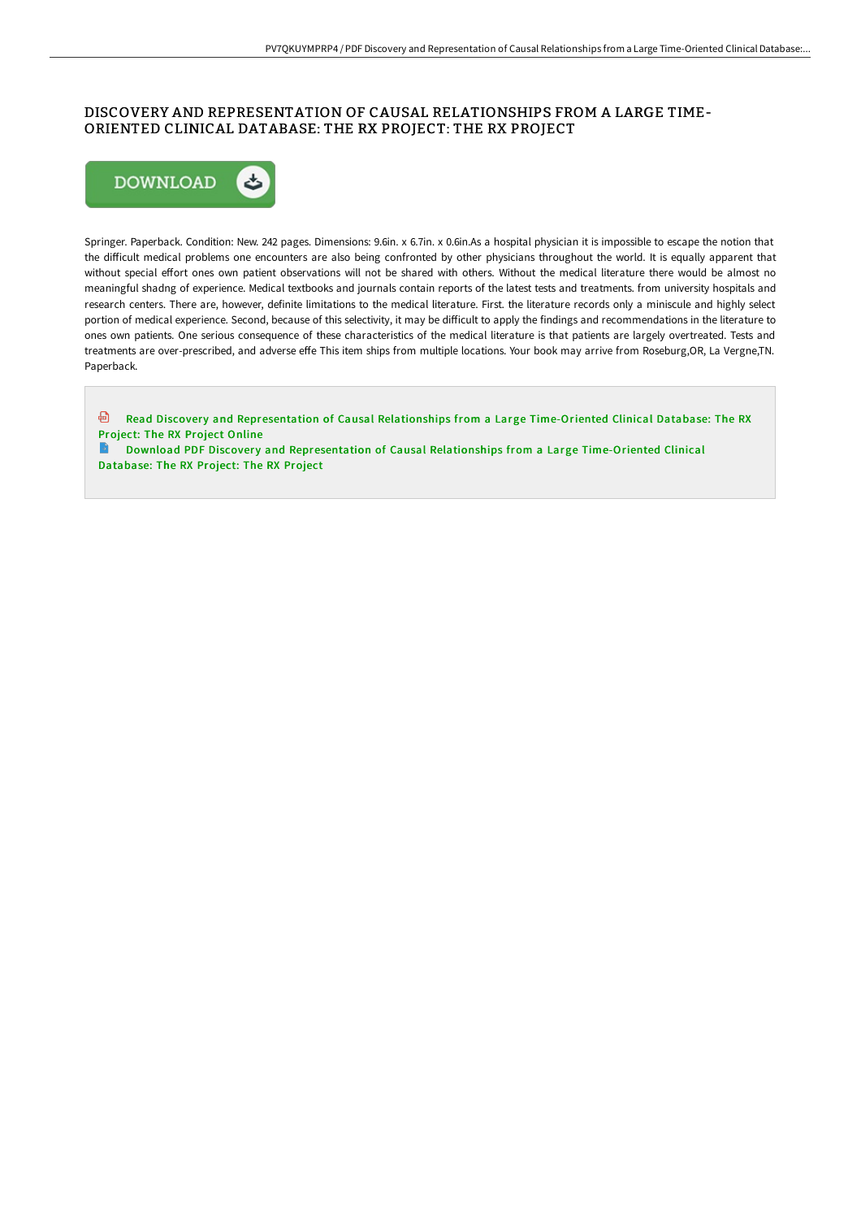# DISCOVERY AND REPRESENTATION OF CAUSAL RELATIONSHIPS FROM A LARGE TIME-ORIENTED CLINICAL DATABASE: THE RX PROJECT: THE RX PROJECT

Springer. Paperback. Condition: New. 242 pages. Dimensions: 9.6in. x 6.7in. x 0.6in.As a hospital physician it is impossible to escape the notion that the difficult medical problems one encounters are also being confronted by other physicians throughout the world. It is equally apparent that without special effort ones own patient observations will not be shared with others. Without the medical literature there would be almost no meaningful shadng of experience. Medical textbooks and journals contain reports of the latest tests and treatments. from university hospitals and research centers. There are, however, definite limitations to the medical literature. First. the literature records only a miniscule and highly select portion of medical experience. Second, because of this selectivity, it may be difficult to apply the findings and recommendations in the literature to ones own patients. One serious consequence of these characteristics of the medical literature is that patients are largely overtreated. Tests and treatments are over-prescribed, and adverse effe This item ships from multiple locations. Your book may arrive from Roseburg,OR, La Vergne,TN. Paperback.

Read Discovery and Representation of Causal Relationships from a Large Time-Oriented Clinical Database: The RX Project: The RX Project Online

Download PDF Discovery and Representation of Causal Relationships from a Large Time-Oriented Clinical Database: The RX Project: The RX Project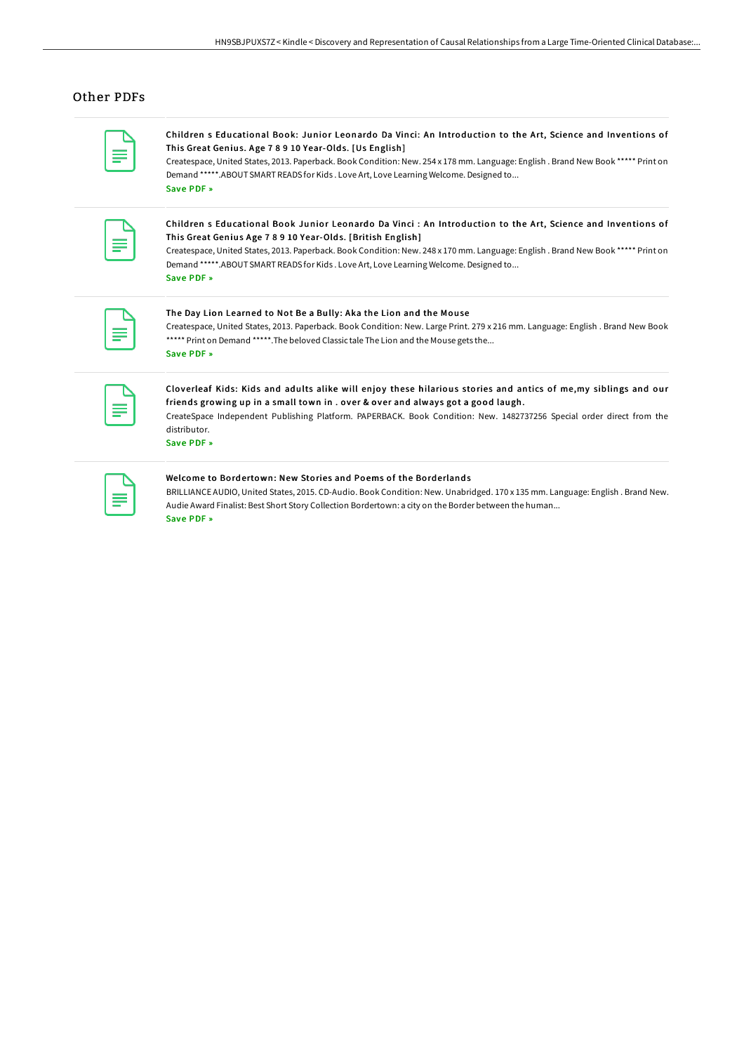## Other PDFs

**Children s Educational Book: Junior Leonardo Da Vinci: An Introduction to the Art, Science and Inventions of This Great Genius. Age 7 8 9 10 Year-Olds. [Us English]**

Createspace, United States, 2013. Paperback. Book Condition: New. 254 x 178 mm. Language: English . Brand New Book ***** Print on Demand *****.ABOUT SMART READS for Kids . Love Art, Love Learning Welcome. Designed to...

Save PDF »

**Children s Educational Book Junior Leonardo Da Vinci : An Introduction to the Art, Science and Inventions of This Great Genius Age 7 8 9 10 Year-Olds. [British English]**

Createspace, United States, 2013. Paperback. Book Condition: New. 248 x 170 mm. Language: English . Brand New Book ***** Print on Demand *****.ABOUT SMART READS for Kids . Love Art, Love Learning Welcome. Designed to...

Save PDF »

**The Day Lion Learned to Not Be a Bully: Aka the Lion and the Mouse**

Createspace, United States, 2013. Paperback. Book Condition: New. Large Print. 279 x 216 mm. Language: English . Brand New Book ***** Print on Demand *****.The beloved Classic tale The Lion and the Mouse gets the...

Save PDF »

**Cloverleaf Kids: Kids and adults alike will enjoy these hilarious stories and antics of me,my siblings and our friends growing up in a small town in . over & over and always got a good laugh.**

CreateSpace Independent Publishing Platform. PAPERBACK. Book Condition: New. 1482737256 Special order direct from the distributor.

Save PDF »

**Welcome to Bordertown: New Stories and Poems of the Borderlands**

BRILLIANCE AUDIO, United States, 2015. CD-Audio. Book Condition: New. Unabridged. 170 x 135 mm. Language: English . Brand New. Audie Award Finalist: Best Short Story Collection Bordertown: a city on the Border between the human...

Save PDF »